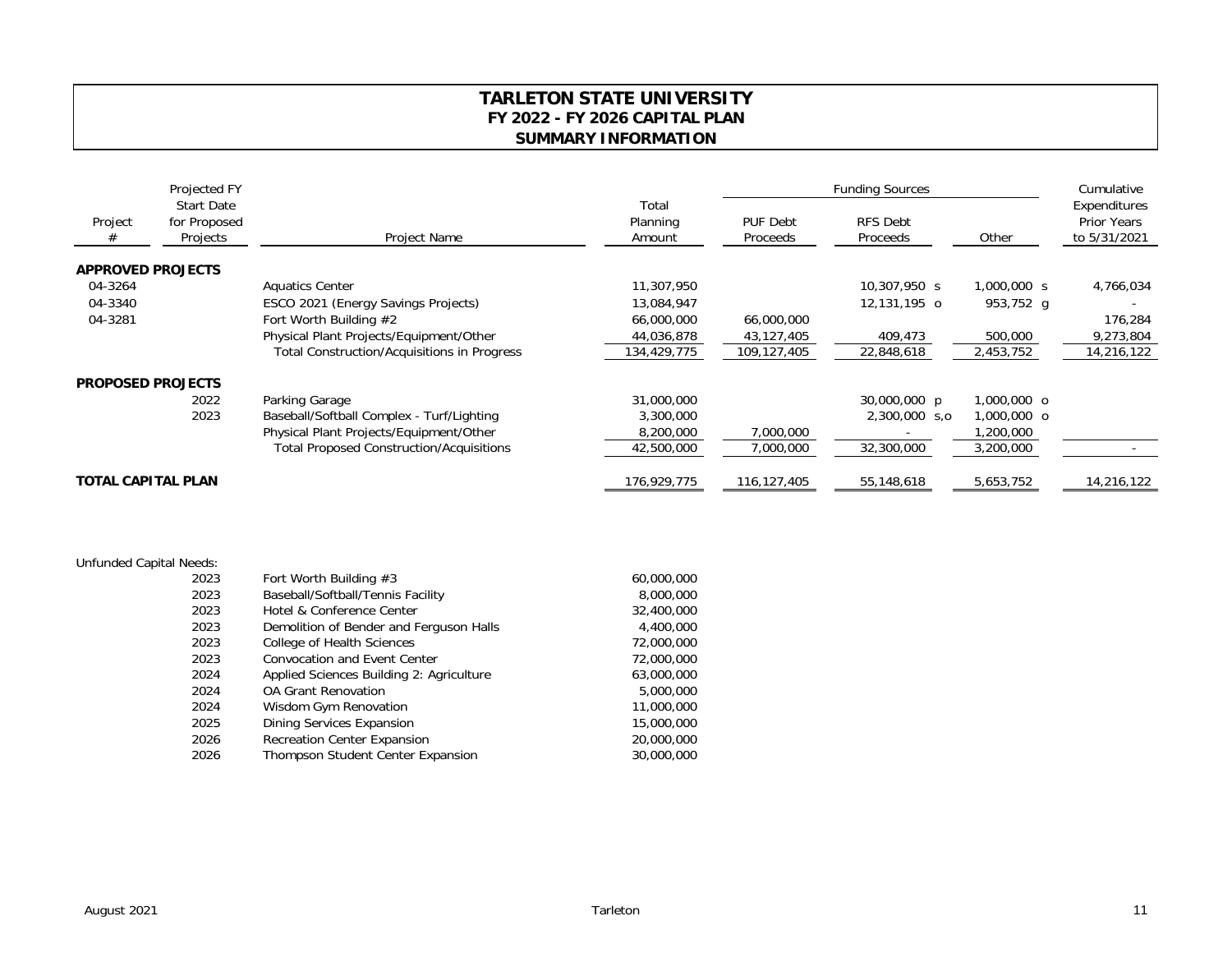# TARLETON STATE UNIVERSITY
## FY 2022 - FY 2026 CAPITAL PLAN
## SUMMARY INFORMATION

| Project # | Projected FY Start Date for Proposed Projects | Project Name | Total Planning Amount | Funding Sources: PUF Debt Proceeds | Funding Sources: RFS Debt Proceeds | Funding Sources: Other | Cumulative Expenditures Prior Years to 5/31/2021 |
|---|---|---|---|---|---|---|---|
| **APPROVED PROJECTS** | | | | | | | |
| 04-3264 | | Aquatics Center | 11,307,950 | | 10,307,950 s | 1,000,000 s | 4,766,034 |
| 04-3340 | | ESCO 2021 (Energy Savings Projects) | 13,084,947 | | 12,131,195 o | 953,752 g | - |
| 04-3281 | | Fort Worth Building #2 | 66,000,000 | 66,000,000 | | | 176,284 |
| | | Physical Plant Projects/Equipment/Other | 44,036,878 | 43,127,405 | 409,473 | 500,000 | 9,273,804 |
| | | Total Construction/Acquisitions in Progress | 134,429,775 | 109,127,405 | 22,848,618 | 2,453,752 | 14,216,122 |
| **PROPOSED PROJECTS** | | | | | | | |
| | 2022 | Parking Garage | 31,000,000 | | 30,000,000 p | 1,000,000 o | |
| | 2023 | Baseball/Softball Complex - Turf/Lighting | 3,300,000 | | 2,300,000 s,o | 1,000,000 o | |
| | | Physical Plant Projects/Equipment/Other | 8,200,000 | 7,000,000 | - | 1,200,000 | |
| | | Total Proposed Construction/Acquisitions | 42,500,000 | 7,000,000 | 32,300,000 | 3,200,000 | - |
| **TOTAL CAPITAL PLAN** | | | 176,929,775 | 116,127,405 | 55,148,618 | 5,653,752 | 14,216,122 |

Unfunded Capital Needs:

| Year | Project Name | Amount |
|---|---|---|
| 2023 | Fort Worth Building #3 | 60,000,000 |
| 2023 | Baseball/Softball/Tennis Facility | 8,000,000 |
| 2023 | Hotel & Conference Center | 32,400,000 |
| 2023 | Demolition of Bender and Ferguson Halls | 4,400,000 |
| 2023 | College of Health Sciences | 72,000,000 |
| 2023 | Convocation and Event Center | 72,000,000 |
| 2024 | Applied Sciences Building 2: Agriculture | 63,000,000 |
| 2024 | OA Grant Renovation | 5,000,000 |
| 2024 | Wisdom Gym Renovation | 11,000,000 |
| 2025 | Dining Services Expansion | 15,000,000 |
| 2026 | Recreation Center Expansion | 20,000,000 |
| 2026 | Thompson Student Center Expansion | 30,000,000 |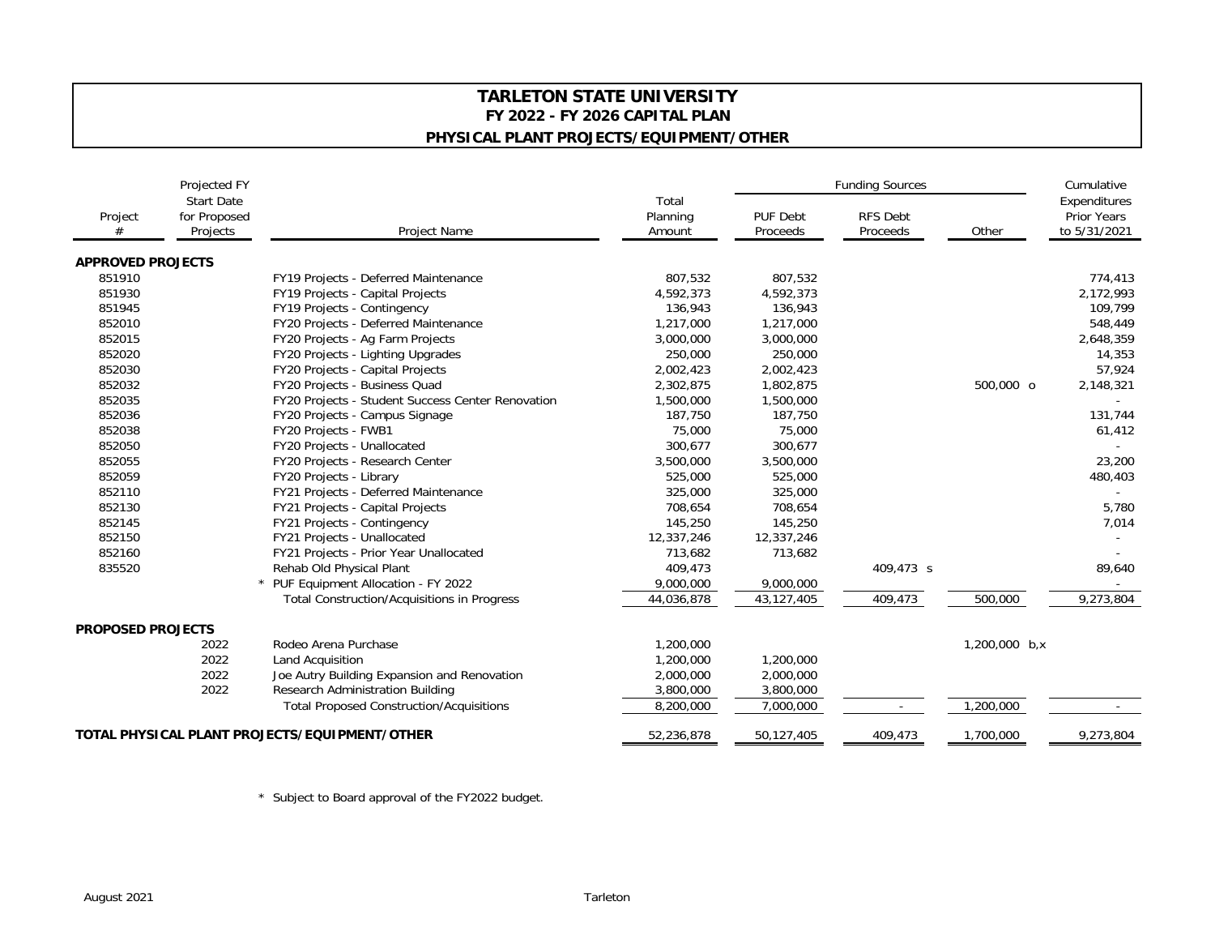# TARLETON STATE UNIVERSITY
## FY 2022 - FY 2026 CAPITAL PLAN
### PHYSICAL PLANT PROJECTS/EQUIPMENT/OTHER

| Project # | Projected FY Start Date for Proposed Projects | Project Name | Total Planning Amount | Funding Sources: PUF Debt Proceeds | Funding Sources: RFS Debt Proceeds | Funding Sources: Other | Cumulative Expenditures Prior Years to 5/31/2021 |
|---|---|---|---|---|---|---|---|
| **APPROVED PROJECTS** | | | | | | | |
| 851910 | | FY19 Projects - Deferred Maintenance | 807,532 | 807,532 | | | 774,413 |
| 851930 | | FY19 Projects - Capital Projects | 4,592,373 | 4,592,373 | | | 2,172,993 |
| 851945 | | FY19 Projects - Contingency | 136,943 | 136,943 | | | 109,799 |
| 852010 | | FY20 Projects - Deferred Maintenance | 1,217,000 | 1,217,000 | | | 548,449 |
| 852015 | | FY20 Projects - Ag Farm Projects | 3,000,000 | 3,000,000 | | | 2,648,359 |
| 852020 | | FY20 Projects - Lighting Upgrades | 250,000 | 250,000 | | | 14,353 |
| 852030 | | FY20 Projects - Capital Projects | 2,002,423 | 2,002,423 | | | 57,924 |
| 852032 | | FY20 Projects - Business Quad | 2,302,875 | 1,802,875 | | 500,000 o | 2,148,321 |
| 852035 | | FY20 Projects - Student Success Center Renovation | 1,500,000 | 1,500,000 | | | - |
| 852036 | | FY20 Projects - Campus Signage | 187,750 | 187,750 | | | 131,744 |
| 852038 | | FY20 Projects - FWB1 | 75,000 | 75,000 | | | 61,412 |
| 852050 | | FY20 Projects - Unallocated | 300,677 | 300,677 | | | - |
| 852055 | | FY20 Projects - Research Center | 3,500,000 | 3,500,000 | | | 23,200 |
| 852059 | | FY20 Projects - Library | 525,000 | 525,000 | | | 480,403 |
| 852110 | | FY21 Projects - Deferred Maintenance | 325,000 | 325,000 | | | - |
| 852130 | | FY21 Projects - Capital Projects | 708,654 | 708,654 | | | 5,780 |
| 852145 | | FY21 Projects - Contingency | 145,250 | 145,250 | | | 7,014 |
| 852150 | | FY21 Projects - Unallocated | 12,337,246 | 12,337,246 | | | - |
| 852160 | | FY21 Projects - Prior Year Unallocated | 713,682 | 713,682 | | | - |
| 835520 | | Rehab Old Physical Plant | 409,473 | | 409,473 s | | 89,640 |
| | | * PUF Equipment Allocation - FY 2022 | 9,000,000 | 9,000,000 | | | - |
| | | Total Construction/Acquisitions in Progress | 44,036,878 | 43,127,405 | 409,473 | 500,000 | 9,273,804 |
| **PROPOSED PROJECTS** | | | | | | | |
| | 2022 | Rodeo Arena Purchase | 1,200,000 | | | 1,200,000 b,x | |
| | 2022 | Land Acquisition | 1,200,000 | 1,200,000 | | | |
| | 2022 | Joe Autry Building Expansion and Renovation | 2,000,000 | 2,000,000 | | | |
| | 2022 | Research Administration Building | 3,800,000 | 3,800,000 | | | |
| | | Total Proposed Construction/Acquisitions | 8,200,000 | 7,000,000 | - | 1,200,000 | - |
| **TOTAL PHYSICAL PLANT PROJECTS/EQUIPMENT/OTHER** | | | 52,236,878 | 50,127,405 | 409,473 | 1,700,000 | 9,273,804 |

\* Subject to Board approval of the FY2022 budget.